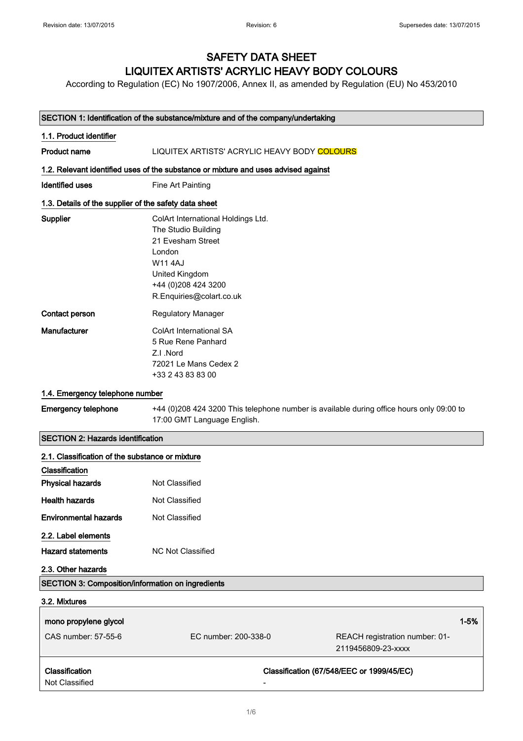# SAFETY DATA SHEET
# LIQUITEX ARTISTS' ACRYLIC HEAVY BODY COLOURS

According to Regulation (EC) No 1907/2006, Annex II, as amended by Regulation (EU) No 453/2010

## SECTION 1: Identification of the substance/mixture and of the company/undertaking

### 1.1. Product identifier

**Product name** LIQUITEX ARTISTS' ACRYLIC HEAVY BODY COLOURS

### 1.2. Relevant identified uses of the substance or mixture and uses advised against

**Identified uses** Fine Art Painting

### 1.3. Details of the supplier of the safety data sheet

**Supplier**
ColArt International Holdings Ltd.
The Studio Building
21 Evesham Street
London
W11 4AJ
United Kingdom
+44 (0)208 424 3200
R.Enquiries@colart.co.uk

**Contact person** Regulatory Manager

**Manufacturer**
ColArt International SA
5 Rue Rene Panhard
Z.I .Nord
72021 Le Mans Cedex 2
+33 2 43 83 83 00

### 1.4. Emergency telephone number

**Emergency telephone** +44 (0)208 424 3200 This telephone number is available during office hours only 09:00 to 17:00 GMT Language English.

## SECTION 2: Hazards identification

### 2.1. Classification of the substance or mixture

**Classification**

**Physical hazards** Not Classified

**Health hazards** Not Classified

**Environmental hazards** Not Classified

### 2.2. Label elements

**Hazard statements** NC Not Classified

### 2.3. Other hazards

## SECTION 3: Composition/information on ingredients

### 3.2. Mixtures

| **mono propylene glycol** | | **1-5%** |
|---|---|---|
| CAS number: 57-55-6 | EC number: 200-338-0 | REACH registration number: 01-2119456809-23-xxxx |
| **Classification** | **Classification (67/548/EEC or 1999/45/EC)** | |
| Not Classified | - | |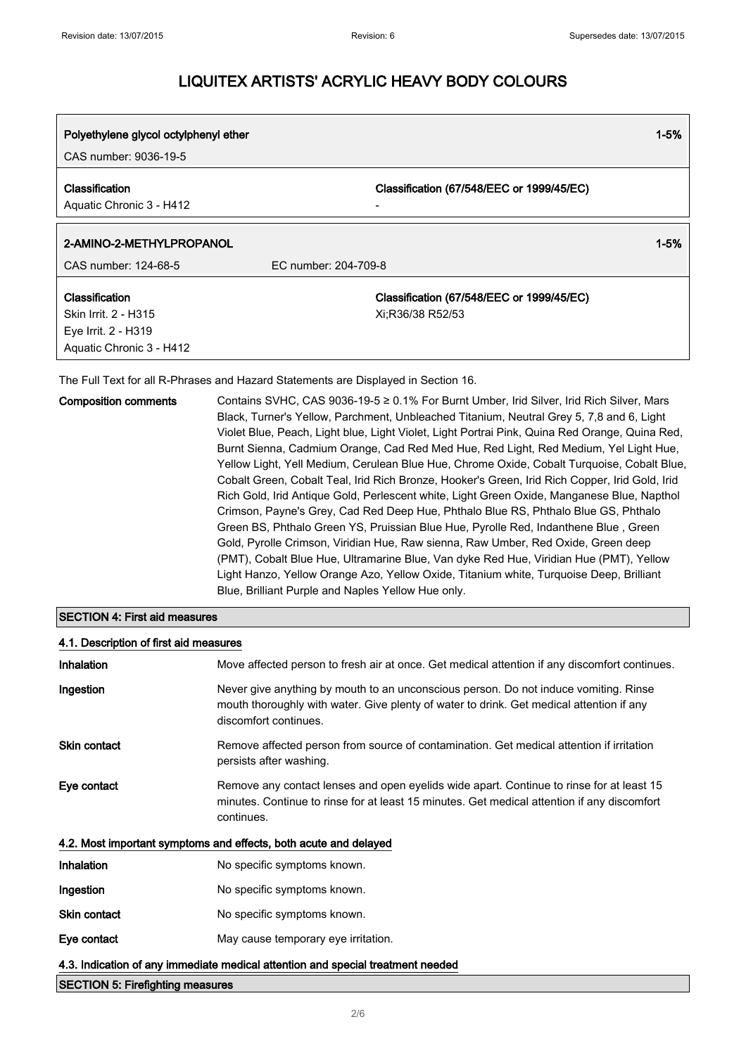# LIQUITEX ARTISTS' ACRYLIC HEAVY BODY COLOURS

| **Polyethylene glycol octylphenyl ether** | | **1-5%** |
|---|---|---|
| CAS number: 9036-19-5 | | |
| **Classification** | **Classification (67/548/EEC or 1999/45/EC)** | |
| Aquatic Chronic 3 - H412 | - | |

| **2-AMINO-2-METHYLPROPANOL** | | **1-5%** |
|---|---|---|
| CAS number: 124-68-5 | EC number: 204-709-8 | |
| **Classification** | **Classification (67/548/EEC or 1999/45/EC)** | |
| Skin Irrit. 2 - H315<br>Eye Irrit. 2 - H319<br>Aquatic Chronic 3 - H412 | Xi;R36/38 R52/53 | |

The Full Text for all R-Phrases and Hazard Statements are Displayed in Section 16.

**Composition comments** Contains SVHC, CAS 9036-19-5 ≥ 0.1% For Burnt Umber, Irid Silver, Irid Rich Silver, Mars Black, Turner's Yellow, Parchment, Unbleached Titanium, Neutral Grey 5, 7,8 and 6, Light Violet Blue, Peach, Light blue, Light Violet, Light Portrai Pink, Quina Red Orange, Quina Red, Burnt Sienna, Cadmium Orange, Cad Red Med Hue, Red Light, Red Medium, Yel Light Hue, Yellow Light, Yell Medium, Cerulean Blue Hue, Chrome Oxide, Cobalt Turquoise, Cobalt Blue, Cobalt Green, Cobalt Teal, Irid Rich Bronze, Hooker's Green, Irid Rich Copper, Irid Gold, Irid Rich Gold, Irid Antique Gold, Perlescent white, Light Green Oxide, Manganese Blue, Napthol Crimson, Payne's Grey, Cad Red Deep Hue, Phthalo Blue RS, Phthalo Blue GS, Phthalo Green BS, Phthalo Green YS, Pruissian Blue Hue, Pyrolle Red, Indanthene Blue , Green Gold, Pyrolle Crimson, Viridian Hue, Raw sienna, Raw Umber, Red Oxide, Green deep (PMT), Cobalt Blue Hue, Ultramarine Blue, Van dyke Red Hue, Viridian Hue (PMT), Yellow Light Hanzo, Yellow Orange Azo, Yellow Oxide, Titanium white, Turquoise Deep, Brilliant Blue, Brilliant Purple and Naples Yellow Hue only.

## SECTION 4: First aid measures

### 4.1. Description of first aid measures

**Inhalation** Move affected person to fresh air at once. Get medical attention if any discomfort continues.

**Ingestion** Never give anything by mouth to an unconscious person. Do not induce vomiting. Rinse mouth thoroughly with water. Give plenty of water to drink. Get medical attention if any discomfort continues.

**Skin contact** Remove affected person from source of contamination. Get medical attention if irritation persists after washing.

**Eye contact** Remove any contact lenses and open eyelids wide apart. Continue to rinse for at least 15 minutes. Continue to rinse for at least 15 minutes. Get medical attention if any discomfort continues.

### 4.2. Most important symptoms and effects, both acute and delayed

**Inhalation** No specific symptoms known.

**Ingestion** No specific symptoms known.

**Skin contact** No specific symptoms known.

**Eye contact** May cause temporary eye irritation.

### 4.3. Indication of any immediate medical attention and special treatment needed

## SECTION 5: Firefighting measures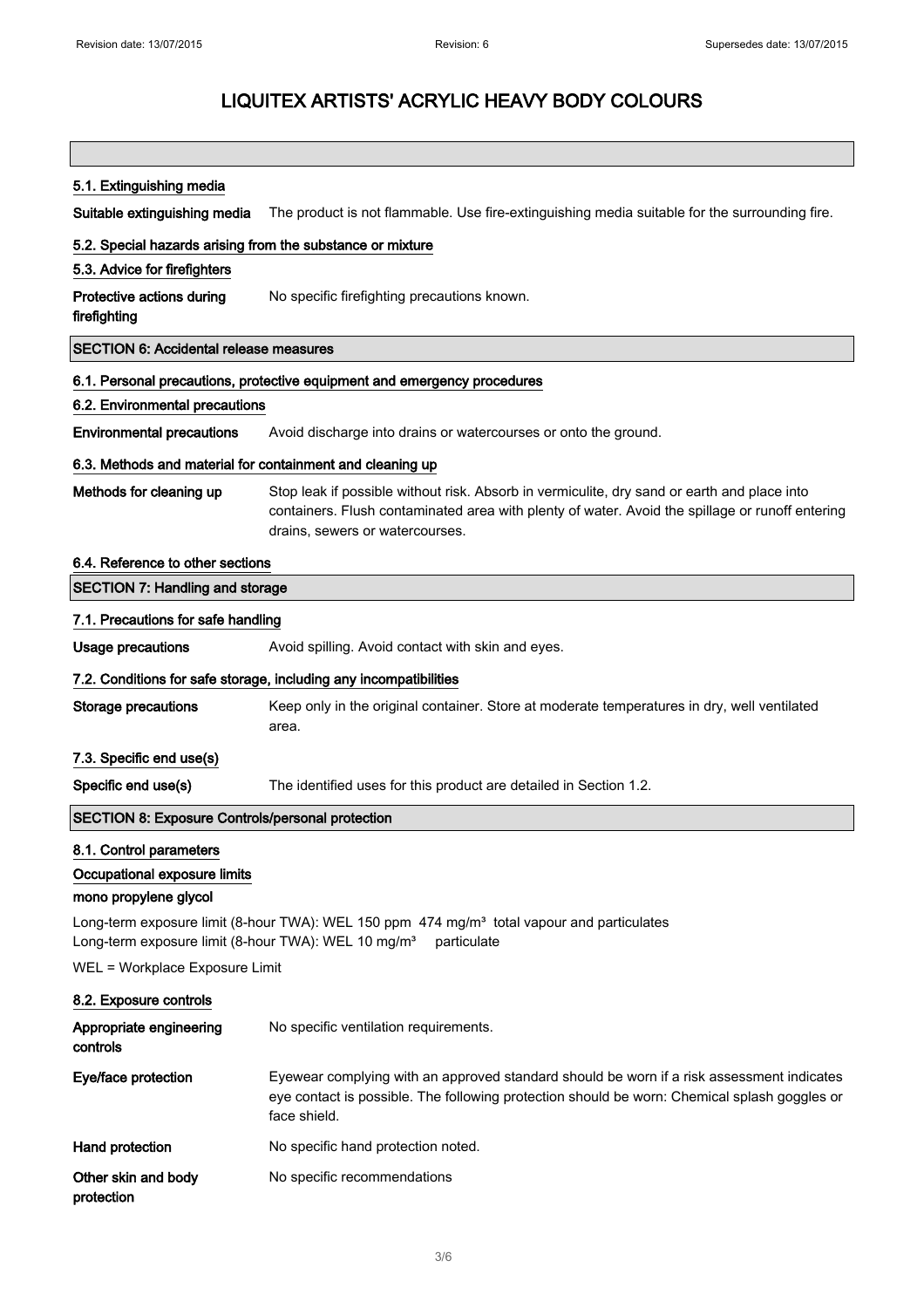# LIQUITEX ARTISTS' ACRYLIC HEAVY BODY COLOURS

### 5.1. Extinguishing media

**Suitable extinguishing media** The product is not flammable. Use fire-extinguishing media suitable for the surrounding fire.

### 5.2. Special hazards arising from the substance or mixture

### 5.3. Advice for firefighters

**Protective actions during firefighting** No specific firefighting precautions known.

## SECTION 6: Accidental release measures

### 6.1. Personal precautions, protective equipment and emergency procedures

### 6.2. Environmental precautions

**Environmental precautions** Avoid discharge into drains or watercourses or onto the ground.

### 6.3. Methods and material for containment and cleaning up

**Methods for cleaning up** Stop leak if possible without risk. Absorb in vermiculite, dry sand or earth and place into containers. Flush contaminated area with plenty of water. Avoid the spillage or runoff entering drains, sewers or watercourses.

### 6.4. Reference to other sections

## SECTION 7: Handling and storage

### 7.1. Precautions for safe handling

**Usage precautions** Avoid spilling. Avoid contact with skin and eyes.

### 7.2. Conditions for safe storage, including any incompatibilities

**Storage precautions** Keep only in the original container. Store at moderate temperatures in dry, well ventilated area.

### 7.3. Specific end use(s)

**Specific end use(s)** The identified uses for this product are detailed in Section 1.2.

## SECTION 8: Exposure Controls/personal protection

### 8.1. Control parameters

**Occupational exposure limits**

**mono propylene glycol**

Long-term exposure limit (8-hour TWA): WEL 150 ppm 474 mg/m³ total vapour and particulates
Long-term exposure limit (8-hour TWA): WEL 10 mg/m³ particulate

WEL = Workplace Exposure Limit

### 8.2. Exposure controls

**Appropriate engineering controls** No specific ventilation requirements.

**Eye/face protection** Eyewear complying with an approved standard should be worn if a risk assessment indicates eye contact is possible. The following protection should be worn: Chemical splash goggles or face shield.

**Hand protection** No specific hand protection noted.

**Other skin and body protection** No specific recommendations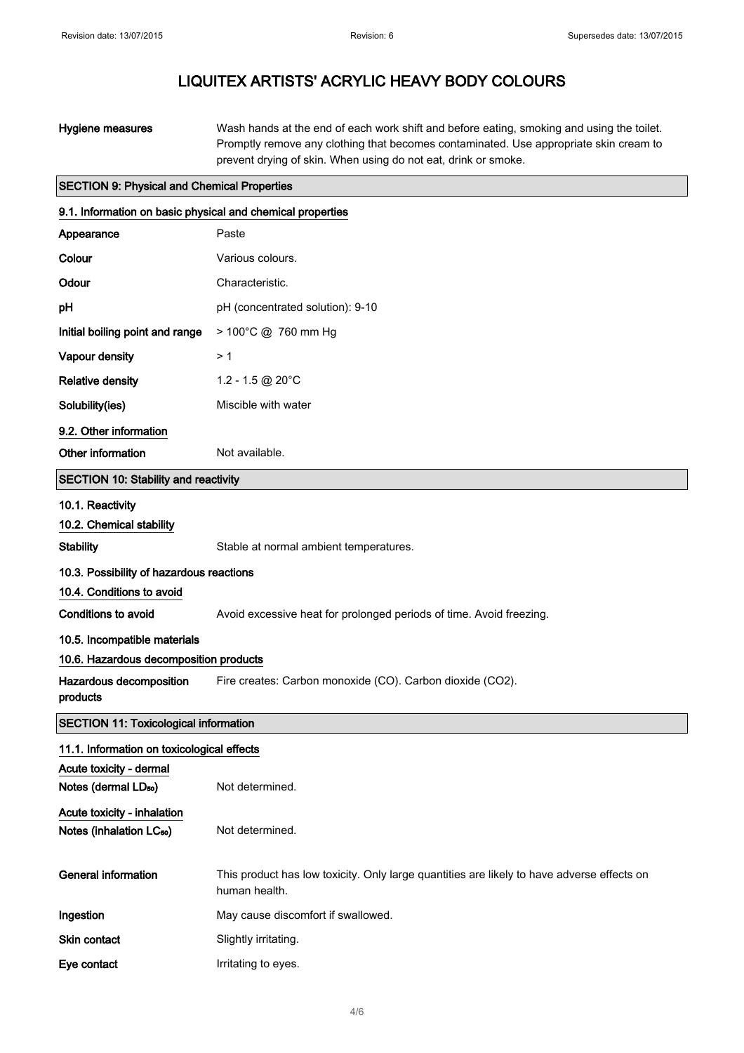# LIQUITEX ARTISTS' ACRYLIC HEAVY BODY COLOURS

| | |
|---|---|
| **Hygiene measures** | Wash hands at the end of each work shift and before eating, smoking and using the toilet. Promptly remove any clothing that becomes contaminated. Use appropriate skin cream to prevent drying of skin. When using do not eat, drink or smoke. |

## SECTION 9: Physical and Chemical Properties

### 9.1. Information on basic physical and chemical properties

| | |
|---|---|
| **Appearance** | Paste |
| **Colour** | Various colours. |
| **Odour** | Characteristic. |
| **pH** | pH (concentrated solution): 9-10 |
| **Initial boiling point and range** | > 100°C @ 760 mm Hg |
| **Vapour density** | > 1 |
| **Relative density** | 1.2 - 1.5 @ 20°C |
| **Solubility(ies)** | Miscible with water |

### 9.2. Other information

| | |
|---|---|
| **Other information** | Not available. |

## SECTION 10: Stability and reactivity

### 10.1. Reactivity

### 10.2. Chemical stability

| | |
|---|---|
| **Stability** | Stable at normal ambient temperatures. |

### 10.3. Possibility of hazardous reactions

### 10.4. Conditions to avoid

| | |
|---|---|
| **Conditions to avoid** | Avoid excessive heat for prolonged periods of time. Avoid freezing. |

### 10.5. Incompatible materials

### 10.6. Hazardous decomposition products

| | |
|---|---|
| **Hazardous decomposition products** | Fire creates: Carbon monoxide (CO). Carbon dioxide ($CO_2$). |

## SECTION 11: Toxicological information

### 11.1. Information on toxicological effects

**Acute toxicity - dermal**

| | |
|---|---|
| **Notes (dermal $LD_{50}$)** | Not determined. |

**Acute toxicity - inhalation**

| | |
|---|---|
| **Notes (inhalation $LC_{50}$)** | Not determined. |
| **General information** | This product has low toxicity. Only large quantities are likely to have adverse effects on human health. |
| **Ingestion** | May cause discomfort if swallowed. |
| **Skin contact** | Slightly irritating. |
| **Eye contact** | Irritating to eyes. |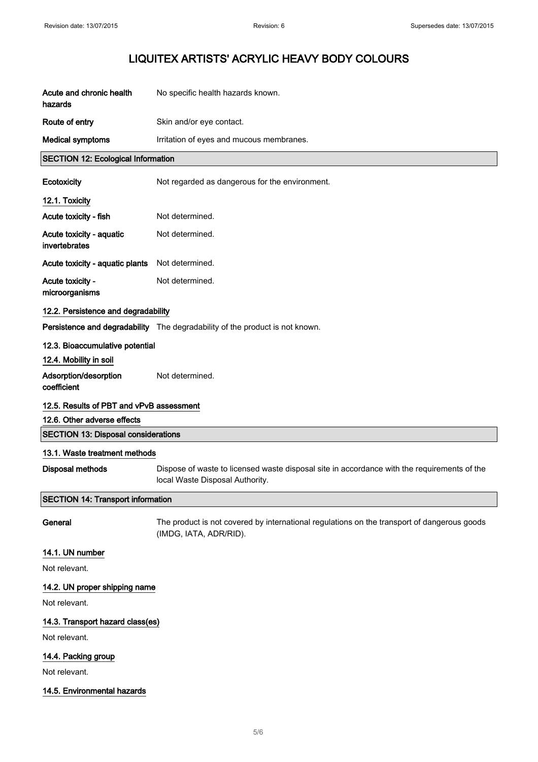# LIQUITEX ARTISTS' ACRYLIC HEAVY BODY COLOURS

**Acute and chronic health hazards** No specific health hazards known.

**Route of entry** Skin and/or eye contact.

**Medical symptoms** Irritation of eyes and mucous membranes.

## SECTION 12: Ecological Information

**Ecotoxicity** Not regarded as dangerous for the environment.

### 12.1. Toxicity

**Acute toxicity - fish** Not determined.

**Acute toxicity - aquatic invertebrates** Not determined.

**Acute toxicity - aquatic plants** Not determined.

**Acute toxicity - microorganisms** Not determined.

### 12.2. Persistence and degradability

**Persistence and degradability** The degradability of the product is not known.

### 12.3. Bioaccumulative potential

### 12.4. Mobility in soil

**Adsorption/desorption coefficient** Not determined.

### 12.5. Results of PBT and vPvB assessment

### 12.6. Other adverse effects

## SECTION 13: Disposal considerations

### 13.1. Waste treatment methods

**Disposal methods** Dispose of waste to licensed waste disposal site in accordance with the requirements of the local Waste Disposal Authority.

## SECTION 14: Transport information

**General** The product is not covered by international regulations on the transport of dangerous goods (IMDG, IATA, ADR/RID).

### 14.1. UN number

Not relevant.

### 14.2. UN proper shipping name

Not relevant.

### 14.3. Transport hazard class(es)

Not relevant.

### 14.4. Packing group

Not relevant.

### 14.5. Environmental hazards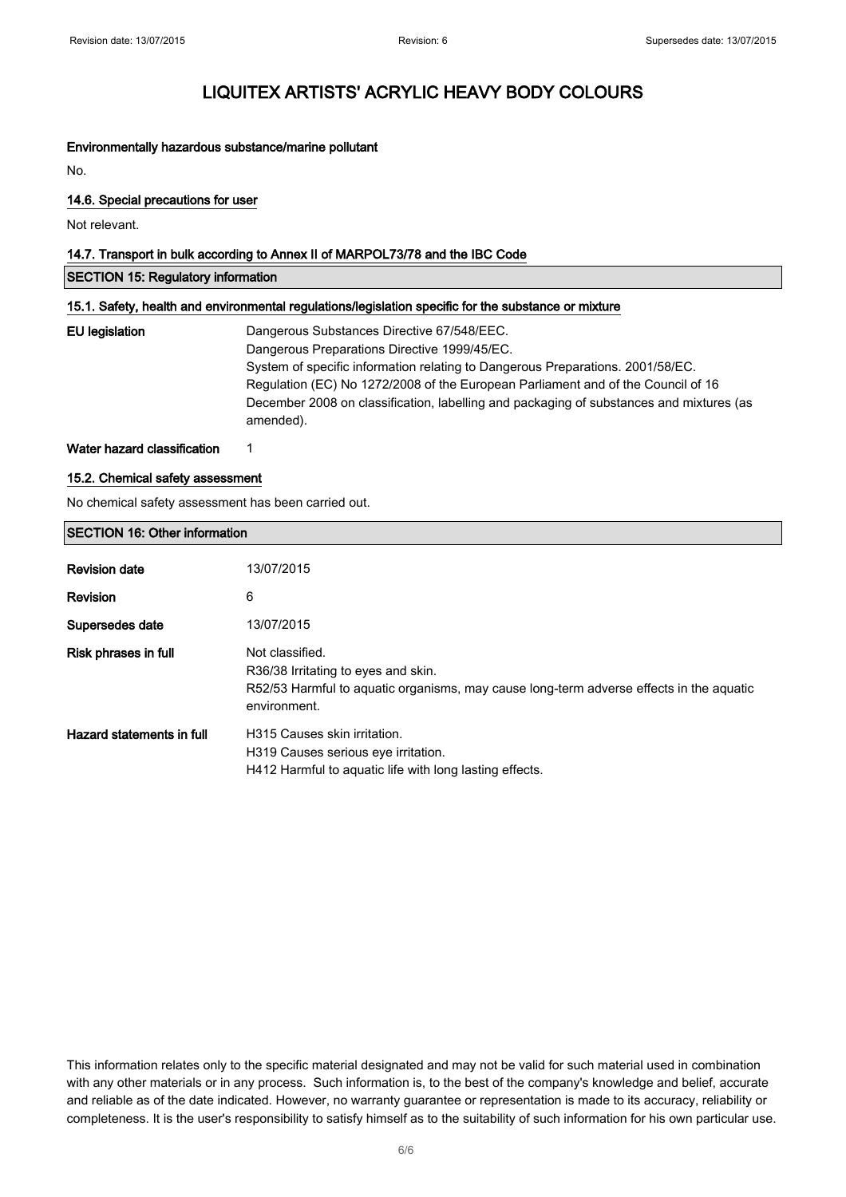**Environmentally hazardous substance/marine pollutant**

No.

**14.6. Special precautions for user**

Not relevant.

**14.7. Transport in bulk according to Annex II of MARPOL73/78 and the IBC Code**

## SECTION 15: Regulatory information

**15.1. Safety, health and environmental regulations/legislation specific for the substance or mixture**

| | |
|---|---|
| **EU legislation** | Dangerous Substances Directive 67/548/EEC.<br>Dangerous Preparations Directive 1999/45/EC.<br>System of specific information relating to Dangerous Preparations. 2001/58/EC.<br>Regulation (EC) No 1272/2008 of the European Parliament and of the Council of 16 December 2008 on classification, labelling and packaging of substances and mixtures (as amended). |
| **Water hazard classification** | 1 |

**15.2. Chemical safety assessment**

No chemical safety assessment has been carried out.

## SECTION 16: Other information

| | |
|---|---|
| **Revision date** | 13/07/2015 |
| **Revision** | 6 |
| **Supersedes date** | 13/07/2015 |
| **Risk phrases in full** | Not classified.<br>R36/38 Irritating to eyes and skin.<br>R52/53 Harmful to aquatic organisms, may cause long-term adverse effects in the aquatic environment. |
| **Hazard statements in full** | H315 Causes skin irritation.<br>H319 Causes serious eye irritation.<br>H412 Harmful to aquatic life with long lasting effects. |

This information relates only to the specific material designated and may not be valid for such material used in combination with any other materials or in any process. Such information is, to the best of the company's knowledge and belief, accurate and reliable as of the date indicated. However, no warranty guarantee or representation is made to its accuracy, reliability or completeness. It is the user's responsibility to satisfy himself as to the suitability of such information for his own particular use.